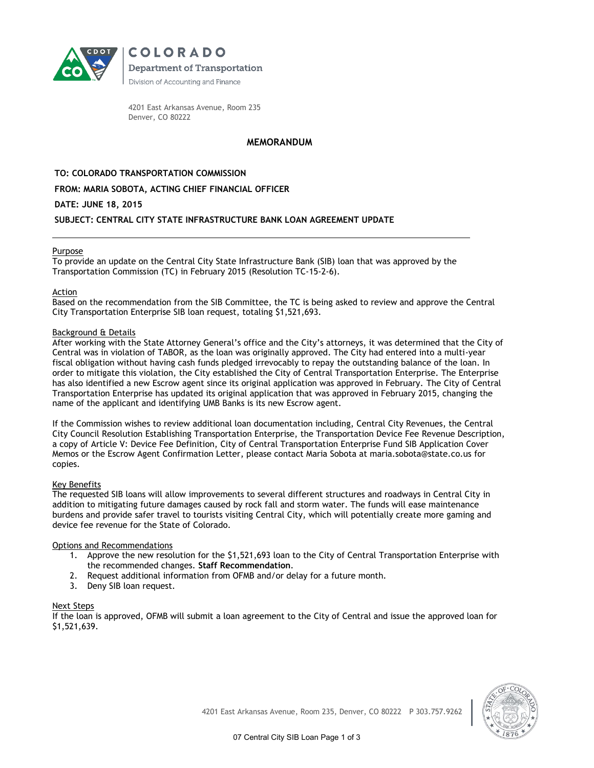COLORADO
Department of Transportation
Division of Accounting and Finance

4201 East Arkansas Avenue, Room 235
Denver, CO 80222

# MEMORANDUM

**TO: COLORADO TRANSPORTATION COMMISSION**

**FROM: MARIA SOBOTA, ACTING CHIEF FINANCIAL OFFICER**

**DATE: JUNE 18, 2015**

**SUBJECT: CENTRAL CITY STATE INFRASTRUCTURE BANK LOAN AGREEMENT UPDATE**

---

Purpose

To provide an update on the Central City State Infrastructure Bank (SIB) loan that was approved by the Transportation Commission (TC) in February 2015 (Resolution TC-15-2-6).

Action

Based on the recommendation from the SIB Committee, the TC is being asked to review and approve the Central City Transportation Enterprise SIB loan request, totaling $1,521,693.

Background & Details

After working with the State Attorney General's office and the City's attorneys, it was determined that the City of Central was in violation of TABOR, as the loan was originally approved. The City had entered into a multi-year fiscal obligation without having cash funds pledged irrevocably to repay the outstanding balance of the loan. In order to mitigate this violation, the City established the City of Central Transportation Enterprise. The Enterprise has also identified a new Escrow agent since its original application was approved in February. The City of Central Transportation Enterprise has updated its original application that was approved in February 2015, changing the name of the applicant and identifying UMB Banks is its new Escrow agent.

If the Commission wishes to review additional loan documentation including, Central City Revenues, the Central City Council Resolution Establishing Transportation Enterprise, the Transportation Device Fee Revenue Description, a copy of Article V: Device Fee Definition, City of Central Transportation Enterprise Fund SIB Application Cover Memos or the Escrow Agent Confirmation Letter, please contact Maria Sobota at maria.sobota@state.co.us for copies.

Key Benefits

The requested SIB loans will allow improvements to several different structures and roadways in Central City in addition to mitigating future damages caused by rock fall and storm water. The funds will ease maintenance burdens and provide safer travel to tourists visiting Central City, which will potentially create more gaming and device fee revenue for the State of Colorado.

Options and Recommendations

1. Approve the new resolution for the $1,521,693 loan to the City of Central Transportation Enterprise with the recommended changes. **Staff Recommendation**.
2. Request additional information from OFMB and/or delay for a future month.
3. Deny SIB loan request.

Next Steps

If the loan is approved, OFMB will submit a loan agreement to the City of Central and issue the approved loan for $1,521,639.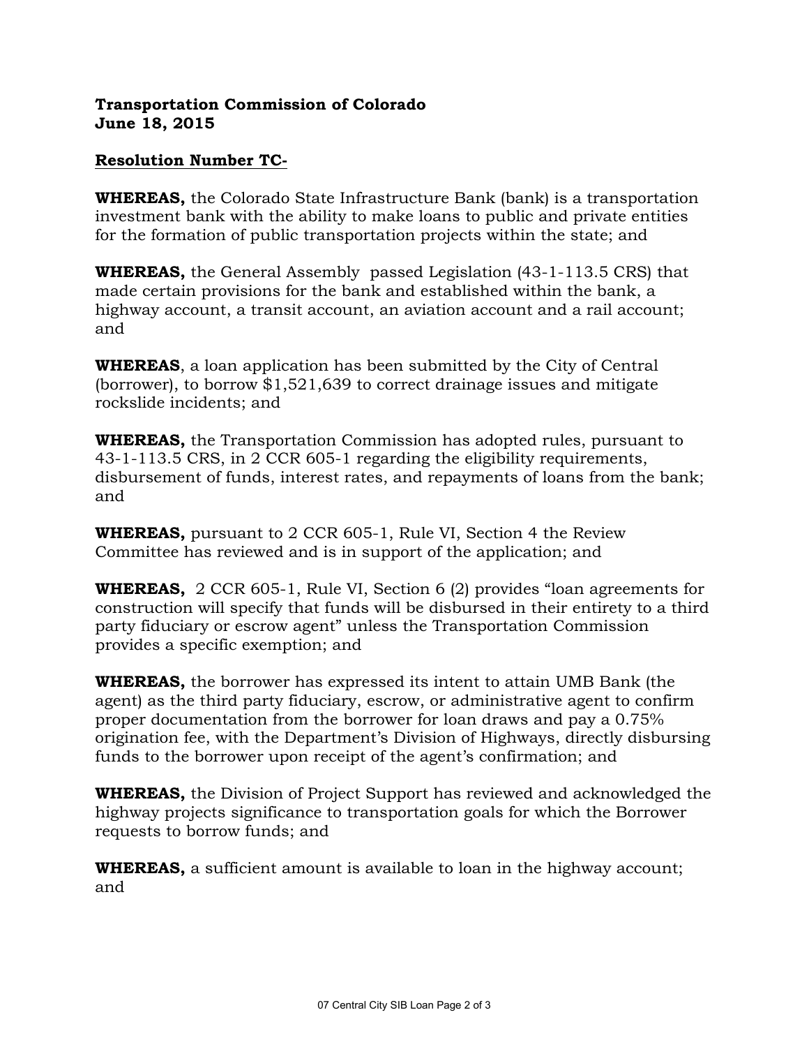**Transportation Commission of Colorado**
**June 18, 2015**

**<u>Resolution Number TC-</u>**

**WHEREAS,** the Colorado State Infrastructure Bank (bank) is a transportation investment bank with the ability to make loans to public and private entities for the formation of public transportation projects within the state; and

**WHEREAS,** the General Assembly passed Legislation (43-1-113.5 CRS) that made certain provisions for the bank and established within the bank, a highway account, a transit account, an aviation account and a rail account; and

**WHEREAS**, a loan application has been submitted by the City of Central (borrower), to borrow $1,521,639 to correct drainage issues and mitigate rockslide incidents; and

**WHEREAS,** the Transportation Commission has adopted rules, pursuant to 43-1-113.5 CRS, in 2 CCR 605-1 regarding the eligibility requirements, disbursement of funds, interest rates, and repayments of loans from the bank; and

**WHEREAS,** pursuant to 2 CCR 605-1, Rule VI, Section 4 the Review Committee has reviewed and is in support of the application; and

**WHEREAS,** 2 CCR 605-1, Rule VI, Section 6 (2) provides "loan agreements for construction will specify that funds will be disbursed in their entirety to a third party fiduciary or escrow agent" unless the Transportation Commission provides a specific exemption; and

**WHEREAS,** the borrower has expressed its intent to attain UMB Bank (the agent) as the third party fiduciary, escrow, or administrative agent to confirm proper documentation from the borrower for loan draws and pay a 0.75% origination fee, with the Department's Division of Highways, directly disbursing funds to the borrower upon receipt of the agent's confirmation; and

**WHEREAS,** the Division of Project Support has reviewed and acknowledged the highway projects significance to transportation goals for which the Borrower requests to borrow funds; and

**WHEREAS,** a sufficient amount is available to loan in the highway account; and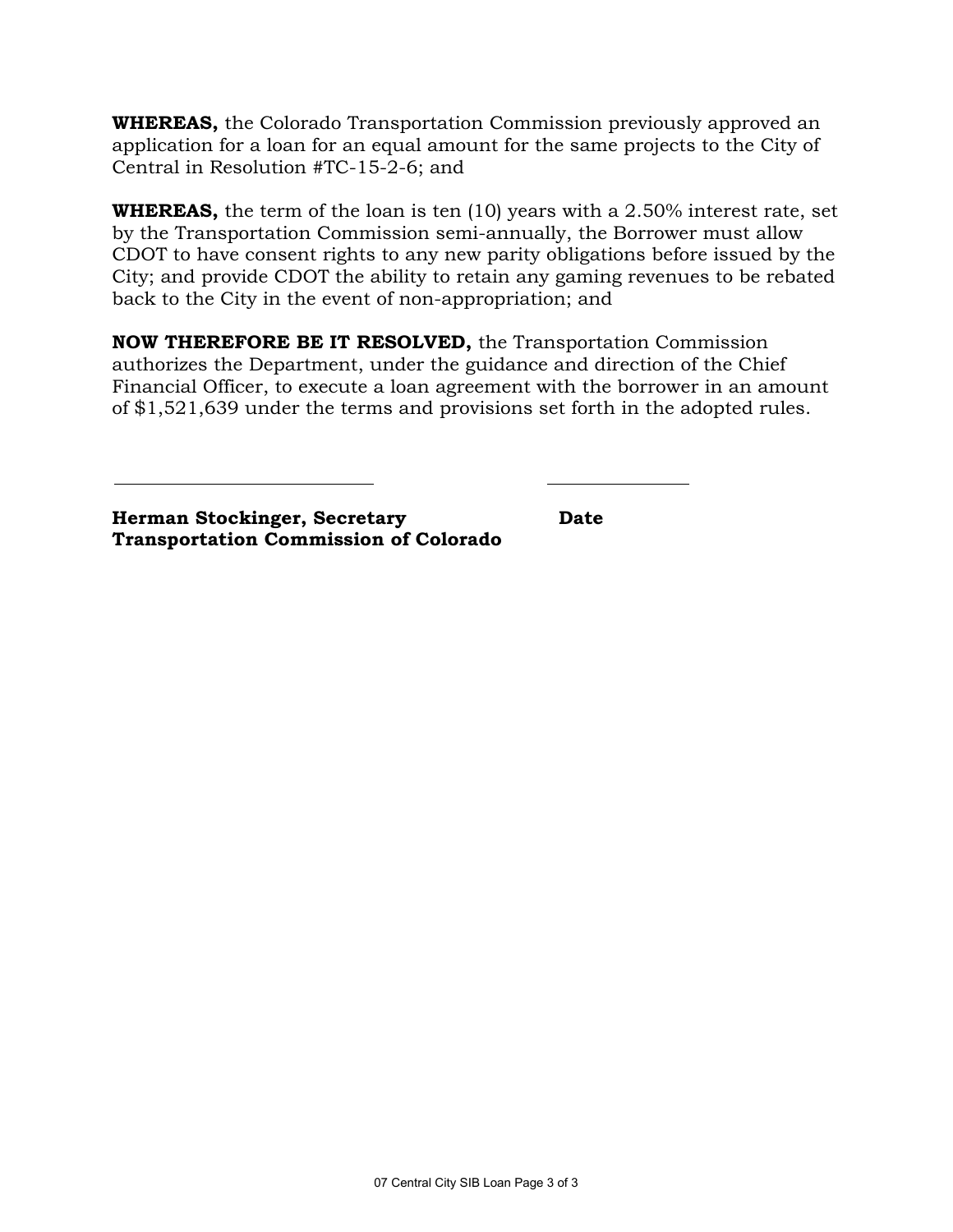**WHEREAS,** the Colorado Transportation Commission previously approved an application for a loan for an equal amount for the same projects to the City of Central in Resolution #TC-15-2-6; and

**WHEREAS,** the term of the loan is ten (10) years with a 2.50% interest rate, set by the Transportation Commission semi-annually, the Borrower must allow CDOT to have consent rights to any new parity obligations before issued by the City; and provide CDOT the ability to retain any gaming revenues to be rebated back to the City in the event of non-appropriation; and

**NOW THEREFORE BE IT RESOLVED,** the Transportation Commission authorizes the Department, under the guidance and direction of the Chief Financial Officer, to execute a loan agreement with the borrower in an amount of $1,521,639 under the terms and provisions set forth in the adopted rules.

\_\_\_\_\_\_\_\_\_\_\_\_\_\_\_\_\_\_\_\_\_\_\_\_\_\_\_\_ \_\_\_\_\_\_\_\_\_\_\_\_\_\_\_

**Herman Stockinger, Secretary** **Date**
**Transportation Commission of Colorado**